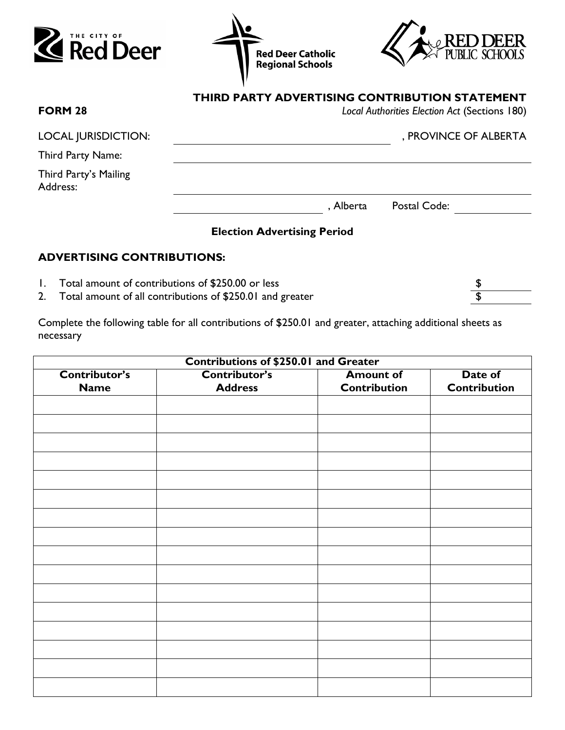THE CITY OF Red Deer | Red Deer Catholic Regional Schools | RED DEER PUBLIC SCHOOLS

**FORM 28**

## THIRD PARTY ADVERTISING CONTRIBUTION STATEMENT

*Local Authorities Election Act* (Sections 180)

LOCAL JURISDICTION: ______________________________, PROVINCE OF ALBERTA

Third Party Name: ______________________________

Third Party's Mailing Address: ______________________________

______________________________, Alberta Postal Code: ____________

**Election Advertising Period**

### ADVERTISING CONTRIBUTIONS:

1. Total amount of contributions of $250.00 or less $ __________
2. Total amount of all contributions of $250.01 and greater $ __________

Complete the following table for all contributions of $250.01 and greater, attaching additional sheets as necessary

| Contributions of $250.01 and Greater | | | |
|---|---|---|---|
| **Contributor's Name** | **Contributor's Address** | **Amount of Contribution** | **Date of Contribution** |
| | | | |
| | | | |
| | | | |
| | | | |
| | | | |
| | | | |
| | | | |
| | | | |
| | | | |
| | | | |
| | | | |
| | | | |
| | | | |
| | | | |
| | | | |
| | | | |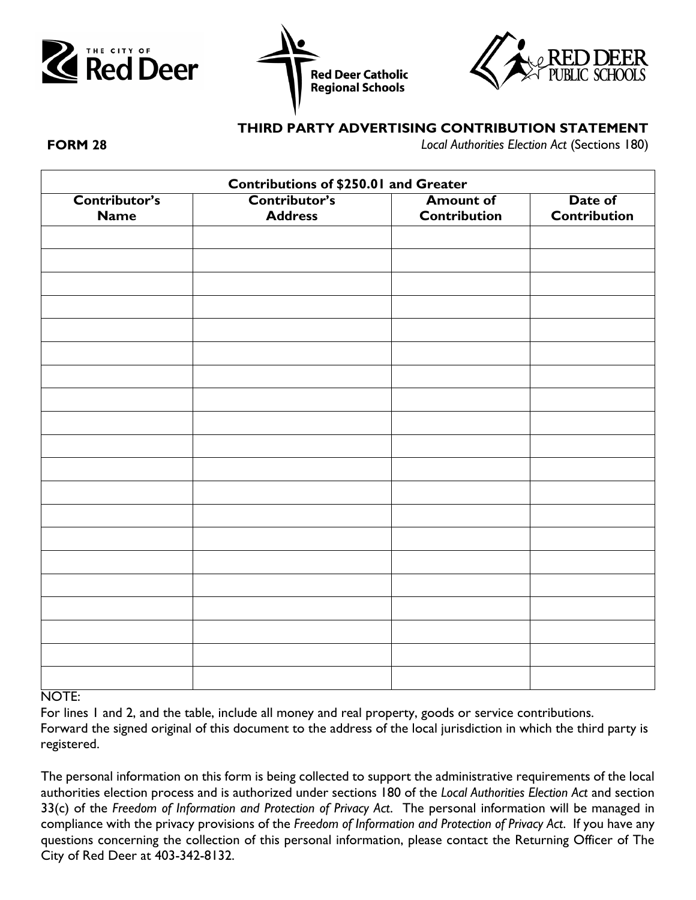THE CITY OF Red Deer

Red Deer Catholic Regional Schools

RED DEER PUBLIC SCHOOLS

## THIRD PARTY ADVERTISING CONTRIBUTION STATEMENT

**FORM 28**

*Local Authorities Election Act* (Sections 180)

| Contributions of $250.01 and Greater | | | |
|---|---|---|---|
| **Contributor's Name** | **Contributor's Address** | **Amount of Contribution** | **Date of Contribution** |
| | | | |
| | | | |
| | | | |
| | | | |
| | | | |
| | | | |
| | | | |
| | | | |
| | | | |
| | | | |
| | | | |
| | | | |
| | | | |
| | | | |
| | | | |
| | | | |
| | | | |
| | | | |
| | | | |
| | | | |

NOTE:

For lines 1 and 2, and the table, include all money and real property, goods or service contributions.

Forward the signed original of this document to the address of the local jurisdiction in which the third party is registered.

The personal information on this form is being collected to support the administrative requirements of the local authorities election process and is authorized under sections 180 of the *Local Authorities Election Act* and section 33(c) of the *Freedom of Information and Protection of Privacy Act*. The personal information will be managed in compliance with the privacy provisions of the *Freedom of Information and Protection of Privacy Act*. If you have any questions concerning the collection of this personal information, please contact the Returning Officer of The City of Red Deer at 403-342-8132.